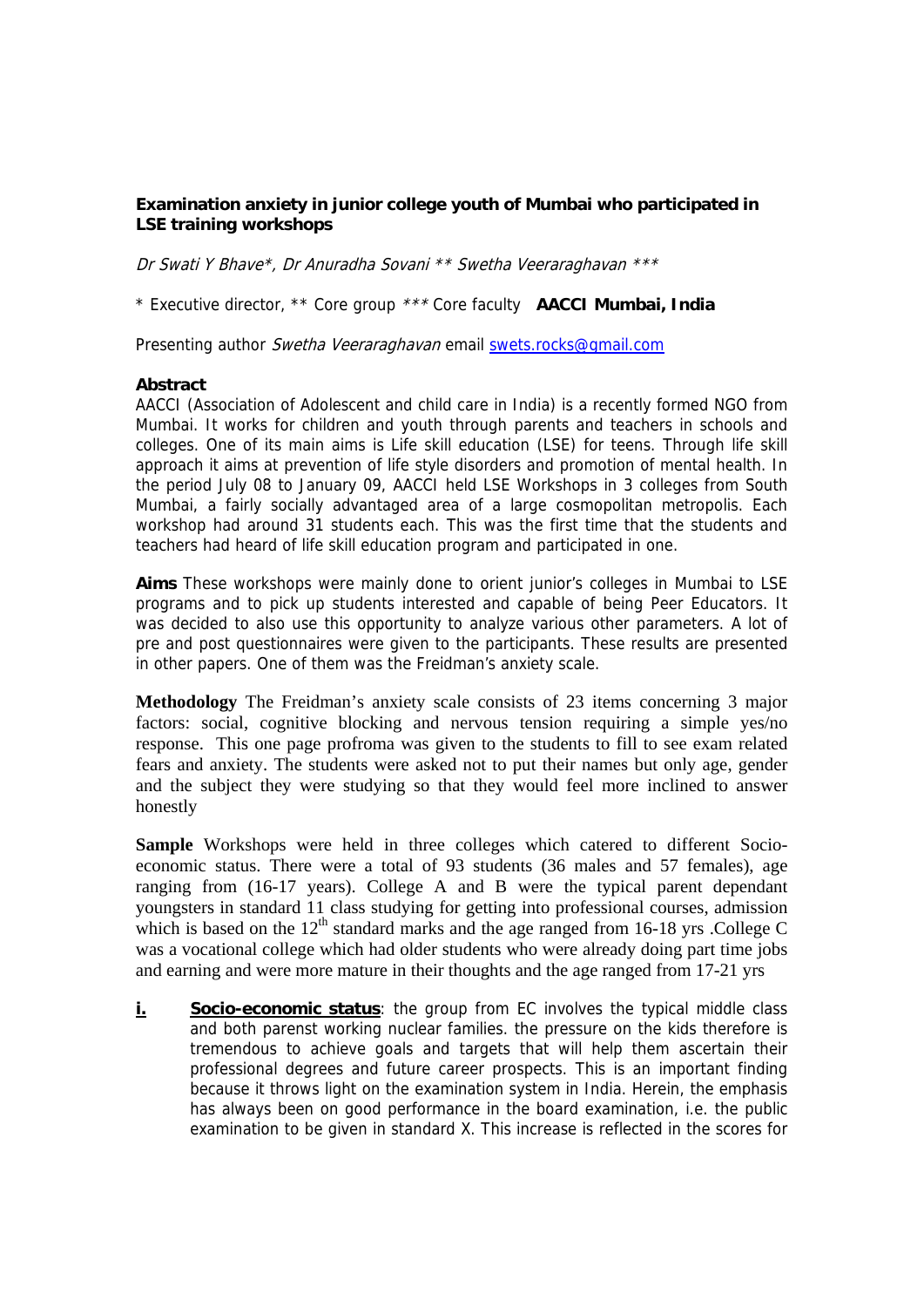**Examination anxiety in junior college youth of Mumbai who participated in LSE training workshops**

*Dr Swati Y Bhave\*, Dr Anuradha Sovani \*\* Swetha Veeraraghavan \*\*\**

\* Executive director, \*\* Core group \*\*\* Core faculty **AACCI Mumbai, India**

Presenting author *Swetha Veeraraghavan* email swets.rocks@gmail.com

**Abstract**

AACCI (Association of Adolescent and child care in India) is a recently formed NGO from Mumbai. It works for children and youth through parents and teachers in schools and colleges. One of its main aims is Life skill education (LSE) for teens. Through life skill approach it aims at prevention of life style disorders and promotion of mental health. In the period July 08 to January 09, AACCI held LSE Workshops in 3 colleges from South Mumbai, a fairly socially advantaged area of a large cosmopolitan metropolis. Each workshop had around 31 students each. This was the first time that the students and teachers had heard of life skill education program and participated in one.

**Aims** These workshops were mainly done to orient junior's colleges in Mumbai to LSE programs and to pick up students interested and capable of being Peer Educators. It was decided to also use this opportunity to analyze various other parameters. A lot of pre and post questionnaires were given to the participants. These results are presented in other papers. One of them was the Freidman's anxiety scale.

**Methodology** The Freidman's anxiety scale consists of 23 items concerning 3 major factors: social, cognitive blocking and nervous tension requiring a simple yes/no response. This one page profroma was given to the students to fill to see exam related fears and anxiety. The students were asked not to put their names but only age, gender and the subject they were studying so that they would feel more inclined to answer honestly

**Sample** Workshops were held in three colleges which catered to different Socio-economic status. There were a total of 93 students (36 males and 57 females), age ranging from (16-17 years). College A and B were the typical parent dependant youngsters in standard 11 class studying for getting into professional courses, admission which is based on the 12th standard marks and the age ranged from 16-18 yrs .College C was a vocational college which had older students who were already doing part time jobs and earning and were more mature in their thoughts and the age ranged from 17-21 yrs

**i.** **Socio-economic status**: the group from EC involves the typical middle class and both parent working nuclear families. the pressure on the kids therefore is tremendous to achieve goals and targets that will help them ascertain their professional degrees and future career prospects. This is an important finding because it throws light on the examination system in India. Herein, the emphasis has always been on good performance in the board examination, i.e. the public examination to be given in standard X. This increase is reflected in the scores for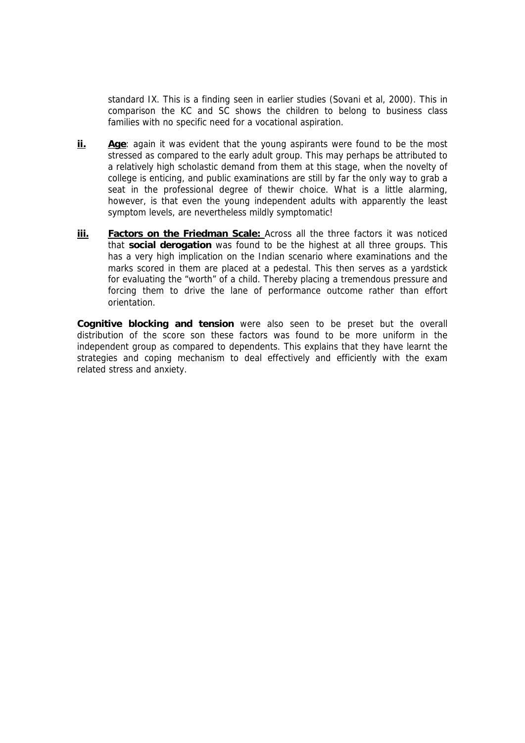standard IX. This is a finding seen in earlier studies (Sovani et al, 2000). This in comparison the KC and SC shows the children to belong to business class families with no specific need for a vocational aspiration.

**ii.** **Age**: again it was evident that the young aspirants were found to be the most stressed as compared to the early adult group. This may perhaps be attributed to a relatively high scholastic demand from them at this stage, when the novelty of college is enticing, and public examinations are still by far the only way to grab a seat in the professional degree of thewir choice. What is a little alarming, however, is that even the young independent adults with apparently the least symptom levels, are nevertheless mildly symptomatic!

**iii.** **Factors on the Friedman Scale:** Across all the three factors it was noticed that **social derogation** was found to be the highest at all three groups. This has a very high implication on the Indian scenario where examinations and the marks scored in them are placed at a pedestal. This then serves as a yardstick for evaluating the "worth" of a child. Thereby placing a tremendous pressure and forcing them to drive the lane of performance outcome rather than effort orientation.

**Cognitive blocking and tension** were also seen to be preset but the overall distribution of the score son these factors was found to be more uniform in the independent group as compared to dependents. This explains that they have learnt the strategies and coping mechanism to deal effectively and efficiently with the exam related stress and anxiety.